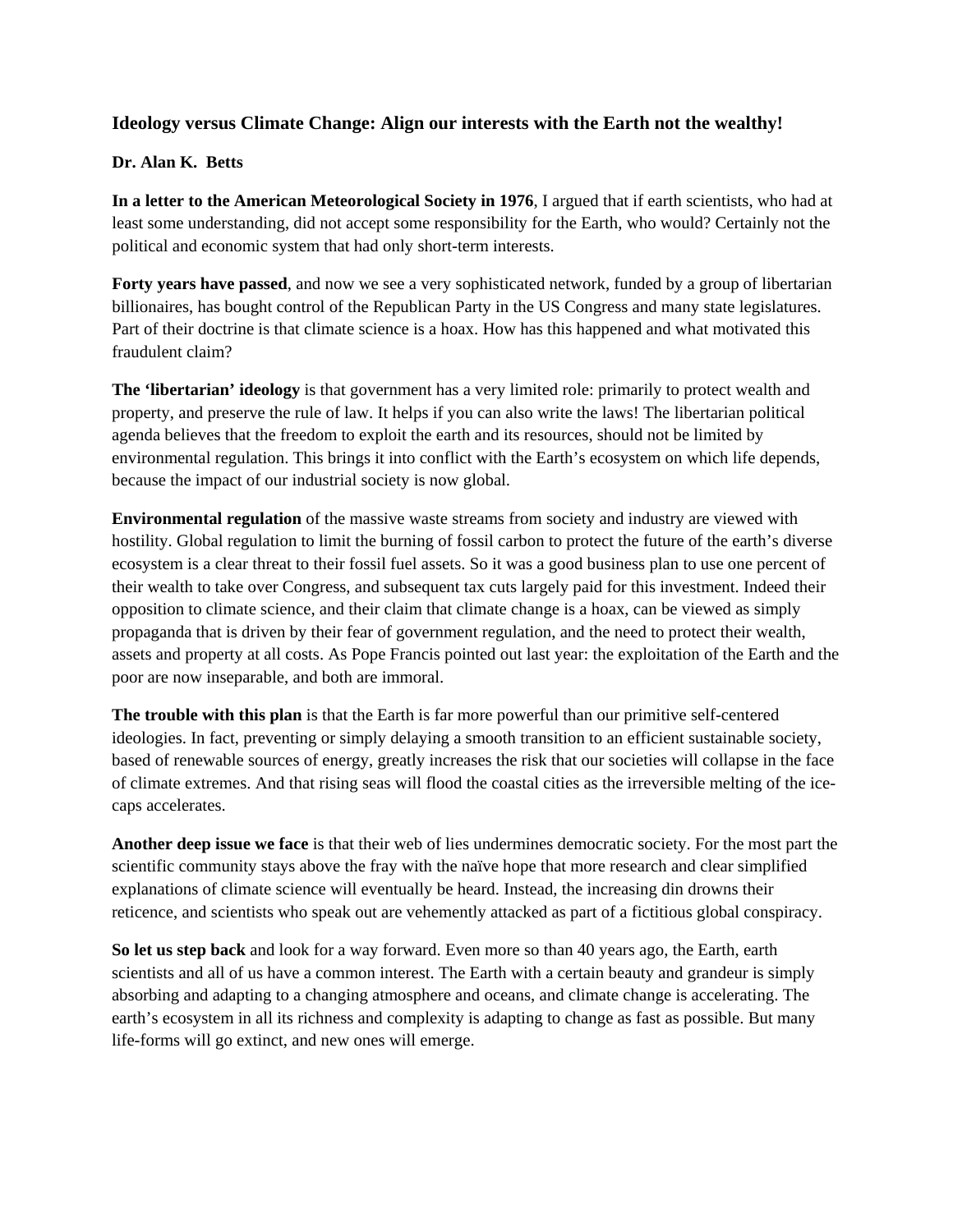## Ideology versus Climate Change: Align our interests with the Earth not the wealthy!

**Dr. Alan K. Betts**

**In a letter to the American Meteorological Society in 1976**, I argued that if earth scientists, who had at least some understanding, did not accept some responsibility for the Earth, who would? Certainly not the political and economic system that had only short-term interests.

**Forty years have passed**, and now we see a very sophisticated network, funded by a group of libertarian billionaires, has bought control of the Republican Party in the US Congress and many state legislatures. Part of their doctrine is that climate science is a hoax. How has this happened and what motivated this fraudulent claim?

**The 'libertarian' ideology** is that government has a very limited role: primarily to protect wealth and property, and preserve the rule of law. It helps if you can also write the laws! The libertarian political agenda believes that the freedom to exploit the earth and its resources, should not be limited by environmental regulation. This brings it into conflict with the Earth's ecosystem on which life depends, because the impact of our industrial society is now global.

**Environmental regulation** of the massive waste streams from society and industry are viewed with hostility. Global regulation to limit the burning of fossil carbon to protect the future of the earth's diverse ecosystem is a clear threat to their fossil fuel assets. So it was a good business plan to use one percent of their wealth to take over Congress, and subsequent tax cuts largely paid for this investment. Indeed their opposition to climate science, and their claim that climate change is a hoax, can be viewed as simply propaganda that is driven by their fear of government regulation, and the need to protect their wealth, assets and property at all costs. As Pope Francis pointed out last year: the exploitation of the Earth and the poor are now inseparable, and both are immoral.

**The trouble with this plan** is that the Earth is far more powerful than our primitive self-centered ideologies. In fact, preventing or simply delaying a smooth transition to an efficient sustainable society, based of renewable sources of energy, greatly increases the risk that our societies will collapse in the face of climate extremes. And that rising seas will flood the coastal cities as the irreversible melting of the ice-caps accelerates.

**Another deep issue we face** is that their web of lies undermines democratic society. For the most part the scientific community stays above the fray with the naïve hope that more research and clear simplified explanations of climate science will eventually be heard. Instead, the increasing din drowns their reticence, and scientists who speak out are vehemently attacked as part of a fictitious global conspiracy.

**So let us step back** and look for a way forward. Even more so than 40 years ago, the Earth, earth scientists and all of us have a common interest. The Earth with a certain beauty and grandeur is simply absorbing and adapting to a changing atmosphere and oceans, and climate change is accelerating. The earth's ecosystem in all its richness and complexity is adapting to change as fast as possible. But many life-forms will go extinct, and new ones will emerge.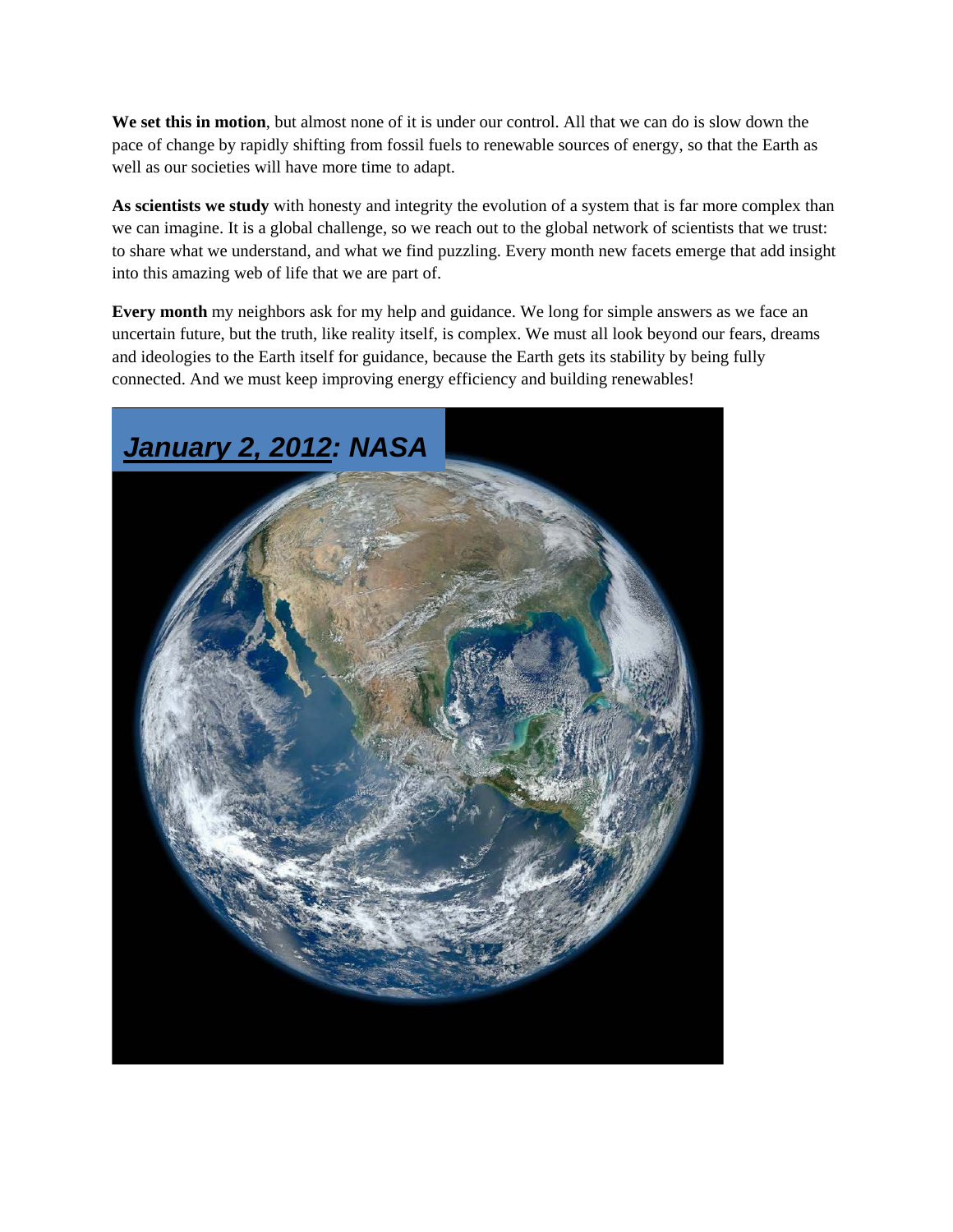**We set this in motion**, but almost none of it is under our control. All that we can do is slow down the pace of change by rapidly shifting from fossil fuels to renewable sources of energy, so that the Earth as well as our societies will have more time to adapt.

**As scientists we study** with honesty and integrity the evolution of a system that is far more complex than we can imagine. It is a global challenge, so we reach out to the global network of scientists that we trust: to share what we understand, and what we find puzzling. Every month new facets emerge that add insight into this amazing web of life that we are part of.

**Every month** my neighbors ask for my help and guidance. We long for simple answers as we face an uncertain future, but the truth, like reality itself, is complex. We must all look beyond our fears, dreams and ideologies to the Earth itself for guidance, because the Earth gets its stability by being fully connected. And we must keep improving energy efficiency and building renewables!

***January 2, 2012: NASA***